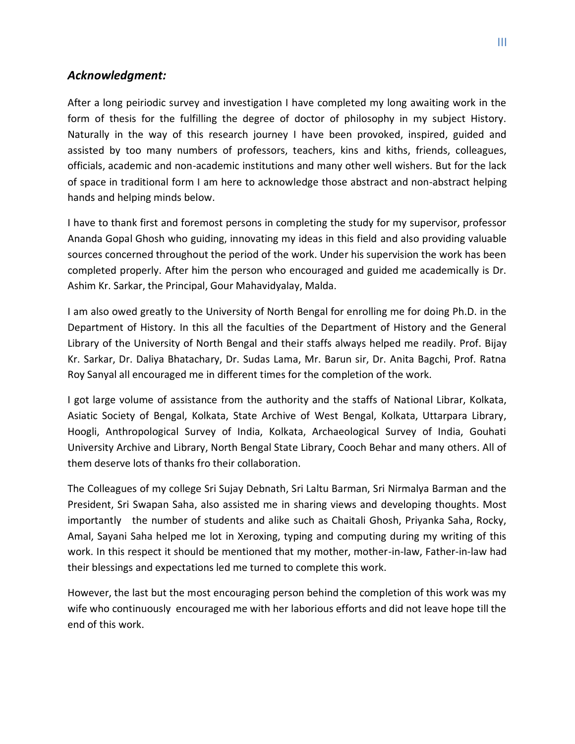### *Acknowledgment:*

After a long peiriodic survey and investigation I have completed my long awaiting work in the form of thesis for the fulfilling the degree of doctor of philosophy in my subject History. Naturally in the way of this research journey I have been provoked, inspired, guided and assisted by too many numbers of professors, teachers, kins and kiths, friends, colleagues, officials, academic and non-academic institutions and many other well wishers. But for the lack of space in traditional form I am here to acknowledge those abstract and non-abstract helping hands and helping minds below.

I have to thank first and foremost persons in completing the study for my supervisor, professor Ananda Gopal Ghosh who guiding, innovating my ideas in this field and also providing valuable sources concerned throughout the period of the work. Under his supervision the work has been completed properly. After him the person who encouraged and guided me academically is Dr. Ashim Kr. Sarkar, the Principal, Gour Mahavidyalay, Malda.

I am also owed greatly to the University of North Bengal for enrolling me for doing Ph.D. in the Department of History. In this all the faculties of the Department of History and the General Library of the University of North Bengal and their staffs always helped me readily. Prof. Bijay Kr. Sarkar, Dr. Daliya Bhatachary, Dr. Sudas Lama, Mr. Barun sir, Dr. Anita Bagchi, Prof. Ratna Roy Sanyal all encouraged me in different times for the completion of the work.

I got large volume of assistance from the authority and the staffs of National Librar, Kolkata, Asiatic Society of Bengal, Kolkata, State Archive of West Bengal, Kolkata, Uttarpara Library, Hoogli, Anthropological Survey of India, Kolkata, Archaeological Survey of India, Gouhati University Archive and Library, North Bengal State Library, Cooch Behar and many others. All of them deserve lots of thanks fro their collaboration.

The Colleagues of my college Sri Sujay Debnath, Sri Laltu Barman, Sri Nirmalya Barman and the President, Sri Swapan Saha, also assisted me in sharing views and developing thoughts. Most importantly the number of students and alike such as Chaitali Ghosh, Priyanka Saha, Rocky, Amal, Sayani Saha helped me lot in Xeroxing, typing and computing during my writing of this work. In this respect it should be mentioned that my mother, mother-in-law, Father-in-law had their blessings and expectations led me turned to complete this work.

However, the last but the most encouraging person behind the completion of this work was my wife who continuously encouraged me with her laborious efforts and did not leave hope till the end of this work.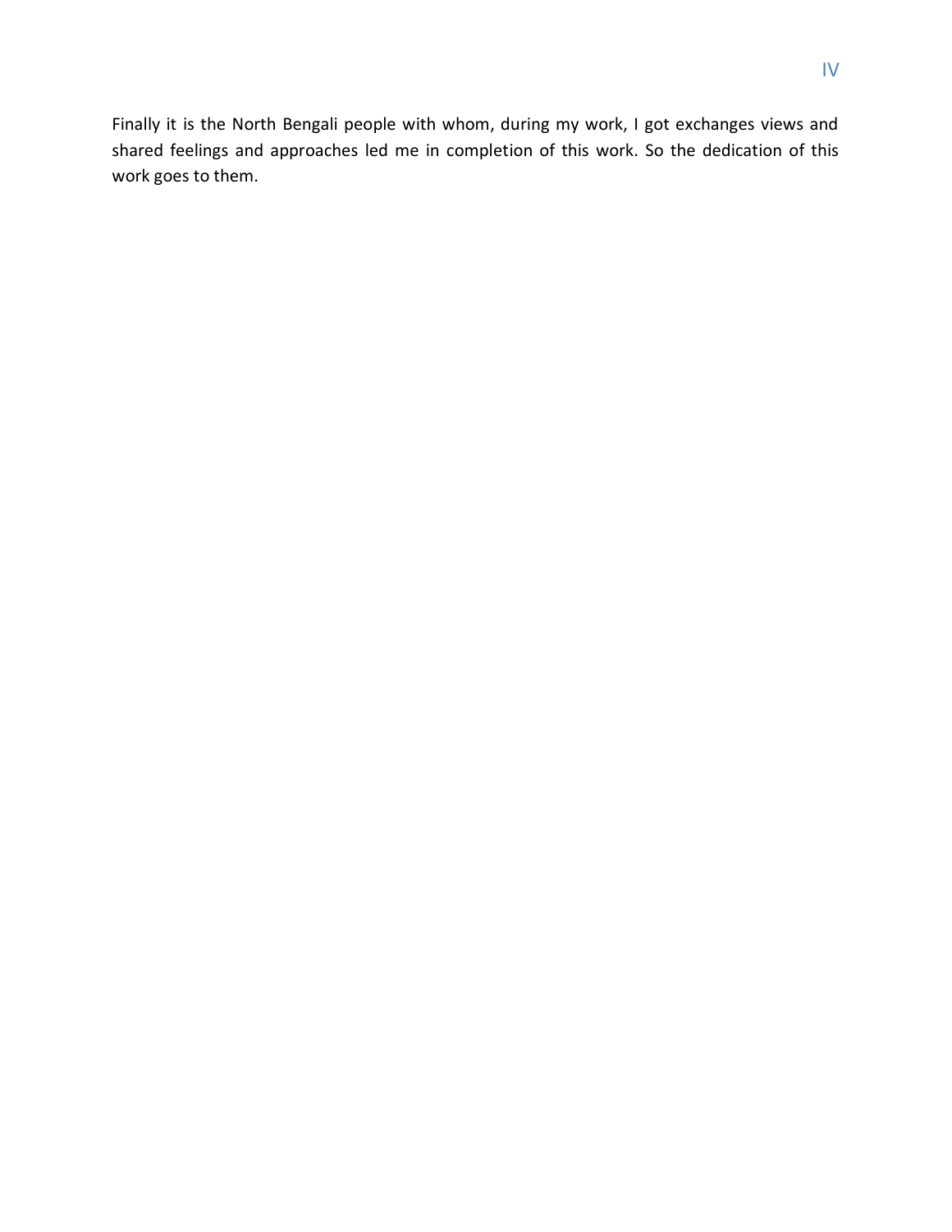Finally it is the North Bengali people with whom, during my work, I got exchanges views and shared feelings and approaches led me in completion of this work. So the dedication of this work goes to them.